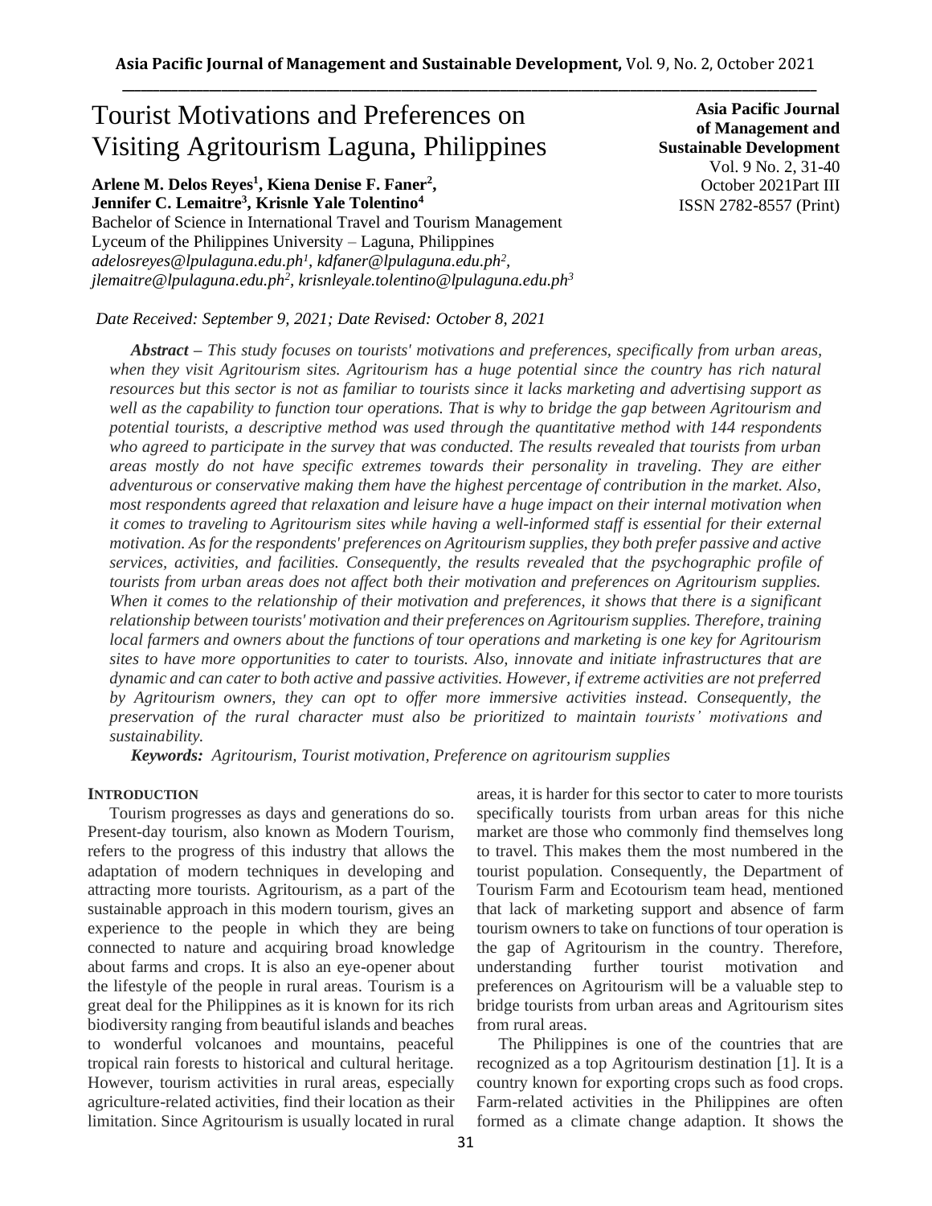# Tourist Motivations and Preferences on Visiting Agritourism Laguna, Philippines

**Asia Pacific Journal of Management and Sustainable Development**
Vol. 9 No. 2, 31-40
October 2021Part III
ISSN 2782-8557 (Print)

**Arlene M. Delos Reyes[1], Kiena Denise F. Faner[2], Jennifer C. Lemaitre[3], Krisnle Yale Tolentino[4]**

Bachelor of Science in International Travel and Tourism Management
Lyceum of the Philippines University – Laguna, Philippines
*adelosreyes@lpulaguna.edu.ph[1], kdfaner@lpulaguna.edu.ph[2], jlemaitre@lpulaguna.edu.ph[2], krisnleyale.tolentino@lpulaguna.edu.ph[3]*

*Date Received: September 9, 2021; Date Revised: October 8, 2021*

***Abstract –*** *This study focuses on tourists' motivations and preferences, specifically from urban areas, when they visit Agritourism sites. Agritourism has a huge potential since the country has rich natural resources but this sector is not as familiar to tourists since it lacks marketing and advertising support as well as the capability to function tour operations. That is why to bridge the gap between Agritourism and potential tourists, a descriptive method was used through the quantitative method with 144 respondents who agreed to participate in the survey that was conducted. The results revealed that tourists from urban areas mostly do not have specific extremes towards their personality in traveling. They are either adventurous or conservative making them have the highest percentage of contribution in the market. Also, most respondents agreed that relaxation and leisure have a huge impact on their internal motivation when it comes to traveling to Agritourism sites while having a well-informed staff is essential for their external motivation. As for the respondents' preferences on Agritourism supplies, they both prefer passive and active services, activities, and facilities. Consequently, the results revealed that the psychographic profile of tourists from urban areas does not affect both their motivation and preferences on Agritourism supplies. When it comes to the relationship of their motivation and preferences, it shows that there is a significant relationship between tourists' motivation and their preferences on Agritourism supplies. Therefore, training local farmers and owners about the functions of tour operations and marketing is one key for Agritourism sites to have more opportunities to cater to tourists. Also, innovate and initiate infrastructures that are dynamic and can cater to both active and passive activities. However, if extreme activities are not preferred by Agritourism owners, they can opt to offer more immersive activities instead. Consequently, the preservation of the rural character must also be prioritized to maintain tourists' motivations and sustainability.*

***Keywords:*** *Agritourism, Tourist motivation, Preference on agritourism supplies*

## INTRODUCTION

Tourism progresses as days and generations do so. Present-day tourism, also known as Modern Tourism, refers to the progress of this industry that allows the adaptation of modern techniques in developing and attracting more tourists. Agritourism, as a part of the sustainable approach in this modern tourism, gives an experience to the people in which they are being connected to nature and acquiring broad knowledge about farms and crops. It is also an eye-opener about the lifestyle of the people in rural areas. Tourism is a great deal for the Philippines as it is known for its rich biodiversity ranging from beautiful islands and beaches to wonderful volcanoes and mountains, peaceful tropical rain forests to historical and cultural heritage. However, tourism activities in rural areas, especially agriculture-related activities, find their location as their limitation. Since Agritourism is usually located in rural areas, it is harder for this sector to cater to more tourists specifically tourists from urban areas for this niche market are those who commonly find themselves long to travel. This makes them the most numbered in the tourist population. Consequently, the Department of Tourism Farm and Ecotourism team head, mentioned that lack of marketing support and absence of farm tourism owners to take on functions of tour operation is the gap of Agritourism in the country. Therefore, understanding further tourist motivation and preferences on Agritourism will be a valuable step to bridge tourists from urban areas and Agritourism sites from rural areas.

The Philippines is one of the countries that are recognized as a top Agritourism destination [1]. It is a country known for exporting crops such as food crops. Farm-related activities in the Philippines are often formed as a climate change adaption. It shows the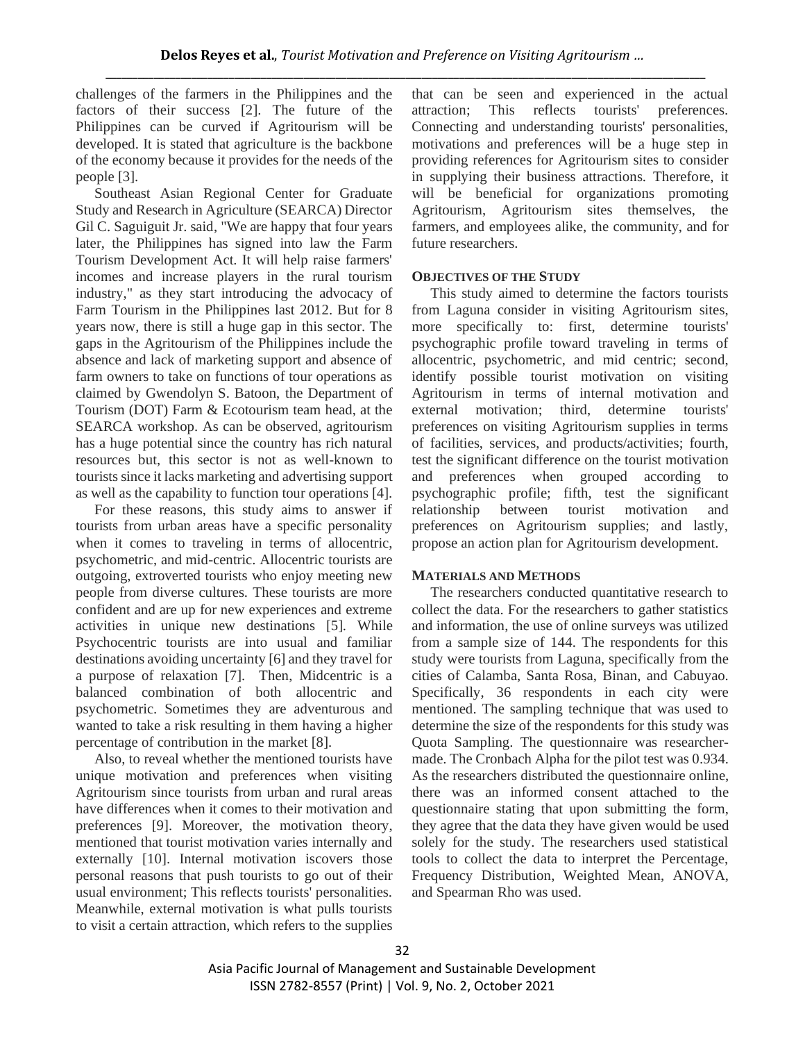challenges of the farmers in the Philippines and the factors of their success [2]. The future of the Philippines can be curved if Agritourism will be developed. It is stated that agriculture is the backbone of the economy because it provides for the needs of the people [3].

Southeast Asian Regional Center for Graduate Study and Research in Agriculture (SEARCA) Director Gil C. Saguiguit Jr. said, "We are happy that four years later, the Philippines has signed into law the Farm Tourism Development Act. It will help raise farmers' incomes and increase players in the rural tourism industry," as they start introducing the advocacy of Farm Tourism in the Philippines last 2012. But for 8 years now, there is still a huge gap in this sector. The gaps in the Agritourism of the Philippines include the absence and lack of marketing support and absence of farm owners to take on functions of tour operations as claimed by Gwendolyn S. Batoon, the Department of Tourism (DOT) Farm & Ecotourism team head, at the SEARCA workshop. As can be observed, agritourism has a huge potential since the country has rich natural resources but, this sector is not as well-known to tourists since it lacks marketing and advertising support as well as the capability to function tour operations [4].

For these reasons, this study aims to answer if tourists from urban areas have a specific personality when it comes to traveling in terms of allocentric, psychometric, and mid-centric. Allocentric tourists are outgoing, extroverted tourists who enjoy meeting new people from diverse cultures. These tourists are more confident and are up for new experiences and extreme activities in unique new destinations [5]. While Psychocentric tourists are into usual and familiar destinations avoiding uncertainty [6] and they travel for a purpose of relaxation [7]. Then, Midcentric is a balanced combination of both allocentric and psychometric. Sometimes they are adventurous and wanted to take a risk resulting in them having a higher percentage of contribution in the market [8].

Also, to reveal whether the mentioned tourists have unique motivation and preferences when visiting Agritourism since tourists from urban and rural areas have differences when it comes to their motivation and preferences [9]. Moreover, the motivation theory, mentioned that tourist motivation varies internally and externally [10]. Internal motivation iscovers those personal reasons that push tourists to go out of their usual environment; This reflects tourists' personalities. Meanwhile, external motivation is what pulls tourists to visit a certain attraction, which refers to the supplies that can be seen and experienced in the actual attraction; This reflects tourists' preferences. Connecting and understanding tourists' personalities, motivations and preferences will be a huge step in providing references for Agritourism sites to consider in supplying their business attractions. Therefore, it will be beneficial for organizations promoting Agritourism, Agritourism sites themselves, the farmers, and employees alike, the community, and for future researchers.

## OBJECTIVES OF THE STUDY

This study aimed to determine the factors tourists from Laguna consider in visiting Agritourism sites, more specifically to: first, determine tourists' psychographic profile toward traveling in terms of allocentric, psychometric, and mid centric; second, identify possible tourist motivation on visiting Agritourism in terms of internal motivation and external motivation; third, determine tourists' preferences on visiting Agritourism supplies in terms of facilities, services, and products/activities; fourth, test the significant difference on the tourist motivation and preferences when grouped according to psychographic profile; fifth, test the significant relationship between tourist motivation and preferences on Agritourism supplies; and lastly, propose an action plan for Agritourism development.

## MATERIALS AND METHODS

The researchers conducted quantitative research to collect the data. For the researchers to gather statistics and information, the use of online surveys was utilized from a sample size of 144. The respondents for this study were tourists from Laguna, specifically from the cities of Calamba, Santa Rosa, Binan, and Cabuyao. Specifically, 36 respondents in each city were mentioned. The sampling technique that was used to determine the size of the respondents for this study was Quota Sampling. The questionnaire was researcher-made. The Cronbach Alpha for the pilot test was 0.934. As the researchers distributed the questionnaire online, there was an informed consent attached to the questionnaire stating that upon submitting the form, they agree that the data they have given would be used solely for the study. The researchers used statistical tools to collect the data to interpret the Percentage, Frequency Distribution, Weighted Mean, ANOVA, and Spearman Rho was used.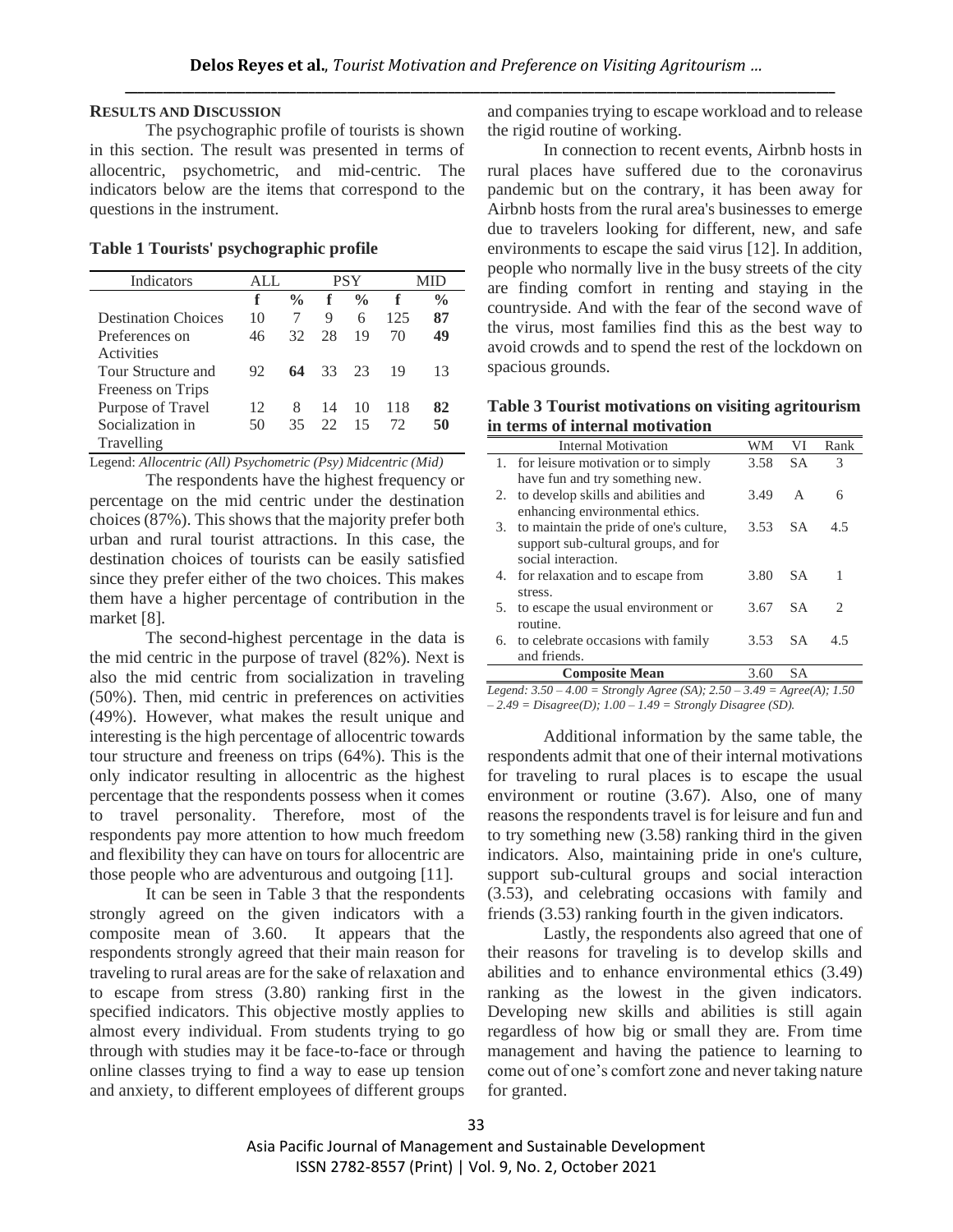## RESULTS AND DISCUSSION

The psychographic profile of tourists is shown in this section. The result was presented in terms of allocentric, psychometric, and mid-centric. The indicators below are the items that correspond to the questions in the instrument.

**Table 1 Tourists' psychographic profile**

| Indicators | ALL | | PSY | | MID | |
|---|---|---|---|---|---|---|
| | **f** | **%** | **f** | **%** | **f** | **%** |
| Destination Choices | 10 | 7 | 9 | 6 | 125 | **87** |
| Preferences on Activities | 46 | 32 | 28 | 19 | 70 | **49** |
| Tour Structure and Freeness on Trips | 92 | **64** | 33 | 23 | 19 | 13 |
| Purpose of Travel | 12 | 8 | 14 | 10 | 118 | **82** |
| Socialization in Travelling | 50 | 35 | 22 | 15 | 72 | **50** |

Legend: *Allocentric (All) Psychometric (Psy) Midcentric (Mid)*

The respondents have the highest frequency or percentage on the mid centric under the destination choices (87%). This shows that the majority prefer both urban and rural tourist attractions. In this case, the destination choices of tourists can be easily satisfied since they prefer either of the two choices. This makes them have a higher percentage of contribution in the market [8].

The second-highest percentage in the data is the mid centric in the purpose of travel (82%). Next is also the mid centric from socialization in traveling (50%). Then, mid centric in preferences on activities (49%). However, what makes the result unique and interesting is the high percentage of allocentric towards tour structure and freeness on trips (64%). This is the only indicator resulting in allocentric as the highest percentage that the respondents possess when it comes to travel personality. Therefore, most of the respondents pay more attention to how much freedom and flexibility they can have on tours for allocentric are those people who are adventurous and outgoing [11].

It can be seen in Table 3 that the respondents strongly agreed on the given indicators with a composite mean of 3.60. It appears that the respondents strongly agreed that their main reason for traveling to rural areas are for the sake of relaxation and to escape from stress (3.80) ranking first in the specified indicators. This objective mostly applies to almost every individual. From students trying to go through with studies may it be face-to-face or through online classes trying to find a way to ease up tension and anxiety, to different employees of different groups and companies trying to escape workload and to release the rigid routine of working.

In connection to recent events, Airbnb hosts in rural places have suffered due to the coronavirus pandemic but on the contrary, it has been away for Airbnb hosts from the rural area's businesses to emerge due to travelers looking for different, new, and safe environments to escape the said virus [12]. In addition, people who normally live in the busy streets of the city are finding comfort in renting and staying in the countryside. And with the fear of the second wave of the virus, most families find this as the best way to avoid crowds and to spend the rest of the lockdown on spacious grounds.

**Table 3 Tourist motivations on visiting agritourism in terms of internal motivation**

| Internal Motivation | WM | VI | Rank |
|---|---|---|---|
| 1. for leisure motivation or to simply have fun and try something new. | 3.58 | SA | 3 |
| 2. to develop skills and abilities and enhancing environmental ethics. | 3.49 | A | 6 |
| 3. to maintain the pride of one's culture, support sub-cultural groups, and for social interaction. | 3.53 | SA | 4.5 |
| 4. for relaxation and to escape from stress. | 3.80 | SA | 1 |
| 5. to escape the usual environment or routine. | 3.67 | SA | 2 |
| 6. to celebrate occasions with family and friends. | 3.53 | SA | 4.5 |
| **Composite Mean** | 3.60 | SA | |

*Legend: 3.50 – 4.00 = Strongly Agree (SA); 2.50 – 3.49 = Agree(A); 1.50 – 2.49 = Disagree(D); 1.00 – 1.49 = Strongly Disagree (SD).*

Additional information by the same table, the respondents admit that one of their internal motivations for traveling to rural places is to escape the usual environment or routine (3.67). Also, one of many reasons the respondents travel is for leisure and fun and to try something new (3.58) ranking third in the given indicators. Also, maintaining pride in one's culture, support sub-cultural groups and social interaction (3.53), and celebrating occasions with family and friends (3.53) ranking fourth in the given indicators.

Lastly, the respondents also agreed that one of their reasons for traveling is to develop skills and abilities and to enhance environmental ethics (3.49) ranking as the lowest in the given indicators. Developing new skills and abilities is still again regardless of how big or small they are. From time management and having the patience to learning to come out of one's comfort zone and never taking nature for granted.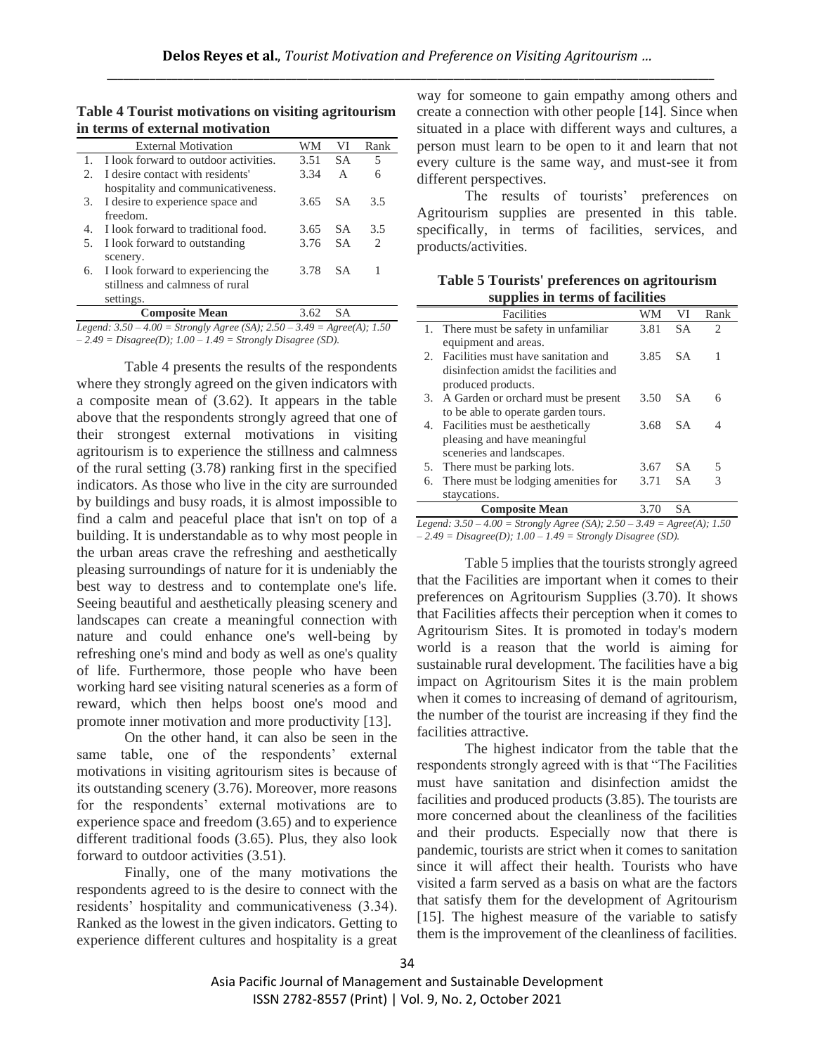**Table 4 Tourist motivations on visiting agritourism in terms of external motivation**

| | External Motivation | WM | VI | Rank |
|---|---|---|---|---|
| 1. | I look forward to outdoor activities. | 3.51 | SA | 5 |
| 2. | I desire contact with residents' hospitality and communicativeness. | 3.34 | A | 6 |
| 3. | I desire to experience space and freedom. | 3.65 | SA | 3.5 |
| 4. | I look forward to traditional food. | 3.65 | SA | 3.5 |
| 5. | I look forward to outstanding scenery. | 3.76 | SA | 2 |
| 6. | I look forward to experiencing the stillness and calmness of rural settings. | 3.78 | SA | 1 |
| | **Composite Mean** | 3.62 | SA | |

*Legend: 3.50 – 4.00 = Strongly Agree (SA); 2.50 – 3.49 = Agree(A); 1.50 – 2.49 = Disagree(D); 1.00 – 1.49 = Strongly Disagree (SD).*

Table 4 presents the results of the respondents where they strongly agreed on the given indicators with a composite mean of (3.62). It appears in the table above that the respondents strongly agreed that one of their strongest external motivations in visiting agritourism is to experience the stillness and calmness of the rural setting (3.78) ranking first in the specified indicators. As those who live in the city are surrounded by buildings and busy roads, it is almost impossible to find a calm and peaceful place that isn't on top of a building. It is understandable as to why most people in the urban areas crave the refreshing and aesthetically pleasing surroundings of nature for it is undeniably the best way to destress and to contemplate one's life. Seeing beautiful and aesthetically pleasing scenery and landscapes can create a meaningful connection with nature and could enhance one's well-being by refreshing one's mind and body as well as one's quality of life. Furthermore, those people who have been working hard see visiting natural sceneries as a form of reward, which then helps boost one's mood and promote inner motivation and more productivity [13].

On the other hand, it can also be seen in the same table, one of the respondents' external motivations in visiting agritourism sites is because of its outstanding scenery (3.76). Moreover, more reasons for the respondents' external motivations are to experience space and freedom (3.65) and to experience different traditional foods (3.65). Plus, they also look forward to outdoor activities (3.51).

Finally, one of the many motivations the respondents agreed to is the desire to connect with the residents' hospitality and communicativeness (3.34). Ranked as the lowest in the given indicators. Getting to experience different cultures and hospitality is a great way for someone to gain empathy among others and create a connection with other people [14]. Since when situated in a place with different ways and cultures, a person must learn to be open to it and learn that not every culture is the same way, and must-see it from different perspectives.

The results of tourists' preferences on Agritourism supplies are presented in this table. specifically, in terms of facilities, services, and products/activities.

**Table 5 Tourists' preferences on agritourism supplies in terms of facilities**

| | Facilities | WM | VI | Rank |
|---|---|---|---|---|
| 1. | There must be safety in unfamiliar equipment and areas. | 3.81 | SA | 2 |
| 2. | Facilities must have sanitation and disinfection amidst the facilities and produced products. | 3.85 | SA | 1 |
| 3. | A Garden or orchard must be present to be able to operate garden tours. | 3.50 | SA | 6 |
| 4. | Facilities must be aesthetically pleasing and have meaningful sceneries and landscapes. | 3.68 | SA | 4 |
| 5. | There must be parking lots. | 3.67 | SA | 5 |
| 6. | There must be lodging amenities for staycations. | 3.71 | SA | 3 |
| | **Composite Mean** | 3.70 | SA | |

*Legend: 3.50 – 4.00 = Strongly Agree (SA); 2.50 – 3.49 = Agree(A); 1.50 – 2.49 = Disagree(D); 1.00 – 1.49 = Strongly Disagree (SD).*

Table 5 implies that the tourists strongly agreed that the Facilities are important when it comes to their preferences on Agritourism Supplies (3.70). It shows that Facilities affects their perception when it comes to Agritourism Sites. It is promoted in today's modern world is a reason that the world is aiming for sustainable rural development. The facilities have a big impact on Agritourism Sites it is the main problem when it comes to increasing of demand of agritourism, the number of the tourist are increasing if they find the facilities attractive.

The highest indicator from the table that the respondents strongly agreed with is that "The Facilities must have sanitation and disinfection amidst the facilities and produced products (3.85). The tourists are more concerned about the cleanliness of the facilities and their products. Especially now that there is pandemic, tourists are strict when it comes to sanitation since it will affect their health. Tourists who have visited a farm served as a basis on what are the factors that satisfy them for the development of Agritourism [15]. The highest measure of the variable to satisfy them is the improvement of the cleanliness of facilities.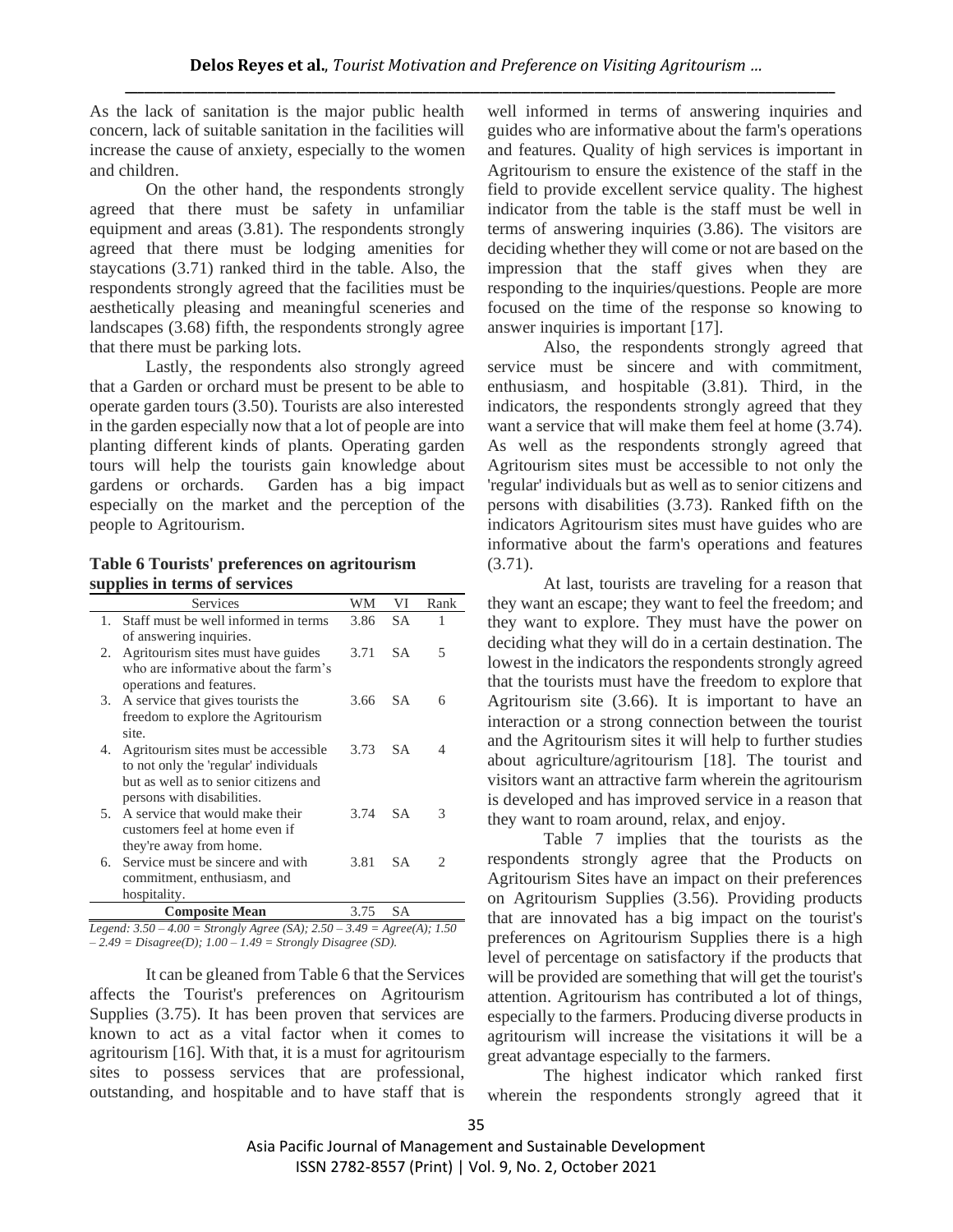As the lack of sanitation is the major public health concern, lack of suitable sanitation in the facilities will increase the cause of anxiety, especially to the women and children.

On the other hand, the respondents strongly agreed that there must be safety in unfamiliar equipment and areas (3.81). The respondents strongly agreed that there must be lodging amenities for staycations (3.71) ranked third in the table. Also, the respondents strongly agreed that the facilities must be aesthetically pleasing and meaningful sceneries and landscapes (3.68) fifth, the respondents strongly agree that there must be parking lots.

Lastly, the respondents also strongly agreed that a Garden or orchard must be present to be able to operate garden tours (3.50). Tourists are also interested in the garden especially now that a lot of people are into planting different kinds of plants. Operating garden tours will help the tourists gain knowledge about gardens or orchards. Garden has a big impact especially on the market and the perception of the people to Agritourism.

**Table 6 Tourists' preferences on agritourism supplies in terms of services**

| Services | WM | VI | Rank |
|---|---|---|---|
| 1. Staff must be well informed in terms of answering inquiries. | 3.86 | SA | 1 |
| 2. Agritourism sites must have guides who are informative about the farm's operations and features. | 3.71 | SA | 5 |
| 3. A service that gives tourists the freedom to explore the Agritourism site. | 3.66 | SA | 6 |
| 4. Agritourism sites must be accessible to not only the 'regular' individuals but as well as to senior citizens and persons with disabilities. | 3.73 | SA | 4 |
| 5. A service that would make their customers feel at home even if they're away from home. | 3.74 | SA | 3 |
| 6. Service must be sincere and with commitment, enthusiasm, and hospitality. | 3.81 | SA | 2 |
| **Composite Mean** | 3.75 | SA | |

*Legend: 3.50 – 4.00 = Strongly Agree (SA); 2.50 – 3.49 = Agree(A); 1.50 – 2.49 = Disagree(D); 1.00 – 1.49 = Strongly Disagree (SD).*

It can be gleaned from Table 6 that the Services affects the Tourist's preferences on Agritourism Supplies (3.75). It has been proven that services are known to act as a vital factor when it comes to agritourism [16]. With that, it is a must for agritourism sites to possess services that are professional, outstanding, and hospitable and to have staff that is well informed in terms of answering inquiries and guides who are informative about the farm's operations and features. Quality of high services is important in Agritourism to ensure the existence of the staff in the field to provide excellent service quality. The highest indicator from the table is the staff must be well in terms of answering inquiries (3.86). The visitors are deciding whether they will come or not are based on the impression that the staff gives when they are responding to the inquiries/questions. People are more focused on the time of the response so knowing to answer inquiries is important [17].

Also, the respondents strongly agreed that service must be sincere and with commitment, enthusiasm, and hospitable (3.81). Third, in the indicators, the respondents strongly agreed that they want a service that will make them feel at home (3.74). As well as the respondents strongly agreed that Agritourism sites must be accessible to not only the 'regular' individuals but as well as to senior citizens and persons with disabilities (3.73). Ranked fifth on the indicators Agritourism sites must have guides who are informative about the farm's operations and features (3.71).

At last, tourists are traveling for a reason that they want an escape; they want to feel the freedom; and they want to explore. They must have the power on deciding what they will do in a certain destination. The lowest in the indicators the respondents strongly agreed that the tourists must have the freedom to explore that Agritourism site (3.66). It is important to have an interaction or a strong connection between the tourist and the Agritourism sites it will help to further studies about agriculture/agritourism [18]. The tourist and visitors want an attractive farm wherein the agritourism is developed and has improved service in a reason that they want to roam around, relax, and enjoy.

Table 7 implies that the tourists as the respondents strongly agree that the Products on Agritourism Sites have an impact on their preferences on Agritourism Supplies (3.56). Providing products that are innovated has a big impact on the tourist's preferences on Agritourism Supplies there is a high level of percentage on satisfactory if the products that will be provided are something that will get the tourist's attention. Agritourism has contributed a lot of things, especially to the farmers. Producing diverse products in agritourism will increase the visitations it will be a great advantage especially to the farmers.

The highest indicator which ranked first wherein the respondents strongly agreed that it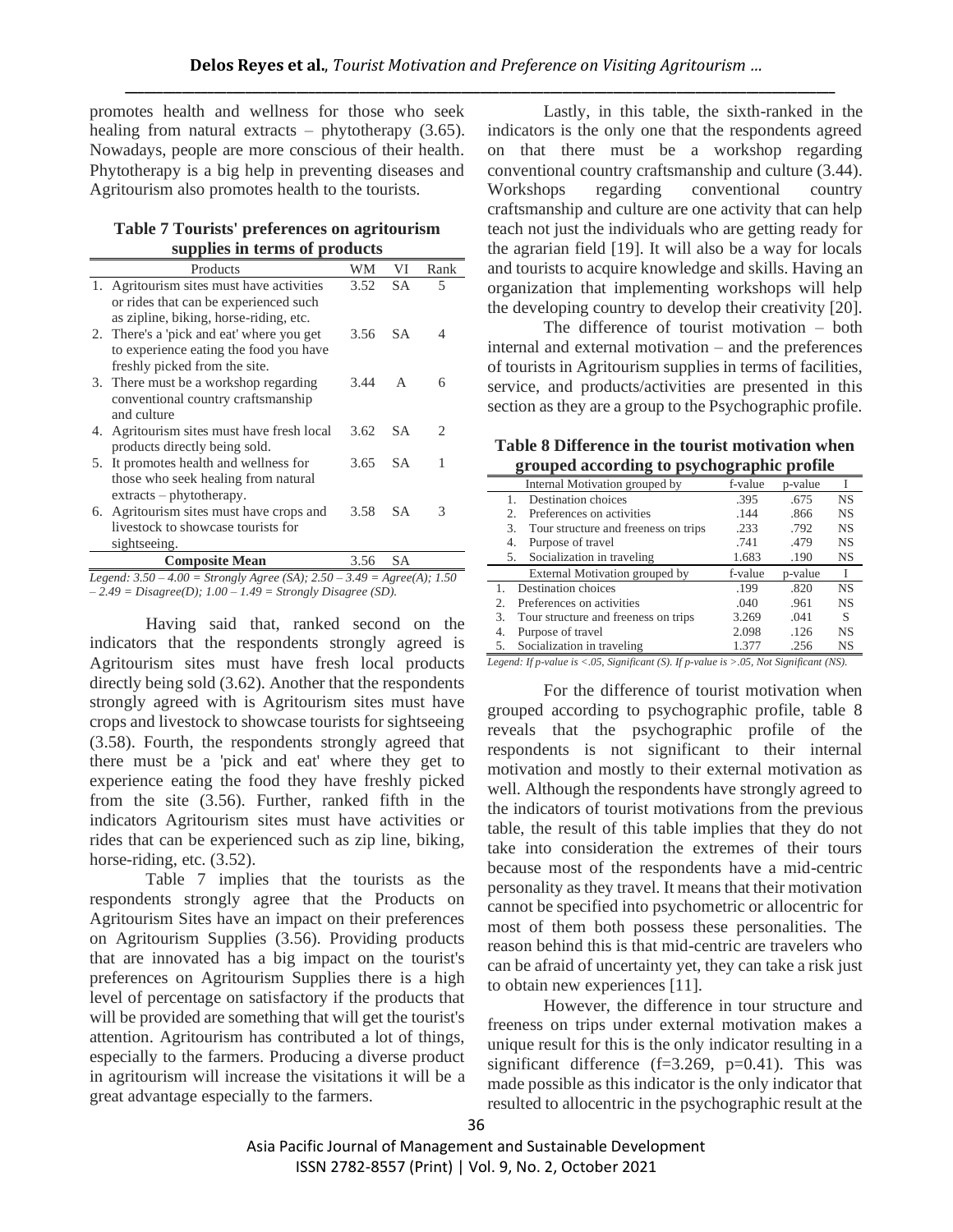promotes health and wellness for those who seek healing from natural extracts – phytotherapy (3.65). Nowadays, people are more conscious of their health. Phytotherapy is a big help in preventing diseases and Agritourism also promotes health to the tourists.

**Table 7 Tourists' preferences on agritourism supplies in terms of products**

| | Products | WM | VI | Rank |
|---|---|---|---|---|
| 1. | Agritourism sites must have activities or rides that can be experienced such as zipline, biking, horse-riding, etc. | 3.52 | SA | 5 |
| 2. | There's a 'pick and eat' where you get to experience eating the food you have freshly picked from the site. | 3.56 | SA | 4 |
| 3. | There must be a workshop regarding conventional country craftsmanship and culture | 3.44 | A | 6 |
| 4. | Agritourism sites must have fresh local products directly being sold. | 3.62 | SA | 2 |
| 5. | It promotes health and wellness for those who seek healing from natural extracts – phytotherapy. | 3.65 | SA | 1 |
| 6. | Agritourism sites must have crops and livestock to showcase tourists for sightseeing. | 3.58 | SA | 3 |
| | **Composite Mean** | 3.56 | SA | |

*Legend: 3.50 – 4.00 = Strongly Agree (SA); 2.50 – 3.49 = Agree(A); 1.50 – 2.49 = Disagree(D); 1.00 – 1.49 = Strongly Disagree (SD).*

Having said that, ranked second on the indicators that the respondents strongly agreed is Agritourism sites must have fresh local products directly being sold (3.62). Another that the respondents strongly agreed with is Agritourism sites must have crops and livestock to showcase tourists for sightseeing (3.58). Fourth, the respondents strongly agreed that there must be a 'pick and eat' where they get to experience eating the food they have freshly picked from the site (3.56). Further, ranked fifth in the indicators Agritourism sites must have activities or rides that can be experienced such as zip line, biking, horse-riding, etc. (3.52).

Table 7 implies that the tourists as the respondents strongly agree that the Products on Agritourism Sites have an impact on their preferences on Agritourism Supplies (3.56). Providing products that are innovated has a big impact on the tourist's preferences on Agritourism Supplies there is a high level of percentage on satisfactory if the products that will be provided are something that will get the tourist's attention. Agritourism has contributed a lot of things, especially to the farmers. Producing a diverse product in agritourism will increase the visitations it will be a great advantage especially to the farmers.

Lastly, in this table, the sixth-ranked in the indicators is the only one that the respondents agreed on that there must be a workshop regarding conventional country craftsmanship and culture (3.44). Workshops regarding conventional country craftsmanship and culture are one activity that can help teach not just the individuals who are getting ready for the agrarian field [19]. It will also be a way for locals and tourists to acquire knowledge and skills. Having an organization that implementing workshops will help the developing country to develop their creativity [20].

The difference of tourist motivation – both internal and external motivation – and the preferences of tourists in Agritourism supplies in terms of facilities, service, and products/activities are presented in this section as they are a group to the Psychographic profile.

**Table 8 Difference in the tourist motivation when grouped according to psychographic profile**

| | Internal Motivation grouped by | f-value | p-value | I |
|---|---|---|---|---|
| 1. | Destination choices | .395 | .675 | NS |
| 2. | Preferences on activities | .144 | .866 | NS |
| 3. | Tour structure and freeness on trips | .233 | .792 | NS |
| 4. | Purpose of travel | .741 | .479 | NS |
| 5. | Socialization in traveling | 1.683 | .190 | NS |
| | **External Motivation grouped by** | **f-value** | **p-value** | **I** |
| 1. | Destination choices | .199 | .820 | NS |
| 2. | Preferences on activities | .040 | .961 | NS |
| 3. | Tour structure and freeness on trips | 3.269 | .041 | S |
| 4. | Purpose of travel | 2.098 | .126 | NS |
| 5. | Socialization in traveling | 1.377 | .256 | NS |

*Legend: If p-value is <.05, Significant (S). If p-value is >.05, Not Significant (NS).*

For the difference of tourist motivation when grouped according to psychographic profile, table 8 reveals that the psychographic profile of the respondents is not significant to their internal motivation and mostly to their external motivation as well. Although the respondents have strongly agreed to the indicators of tourist motivations from the previous table, the result of this table implies that they do not take into consideration the extremes of their tours because most of the respondents have a mid-centric personality as they travel. It means that their motivation cannot be specified into psychometric or allocentric for most of them both possess these personalities. The reason behind this is that mid-centric are travelers who can be afraid of uncertainty yet, they can take a risk just to obtain new experiences [11].

However, the difference in tour structure and freeness on trips under external motivation makes a unique result for this is the only indicator resulting in a significant difference (f=3.269, p=0.41). This was made possible as this indicator is the only indicator that resulted to allocentric in the psychographic result at the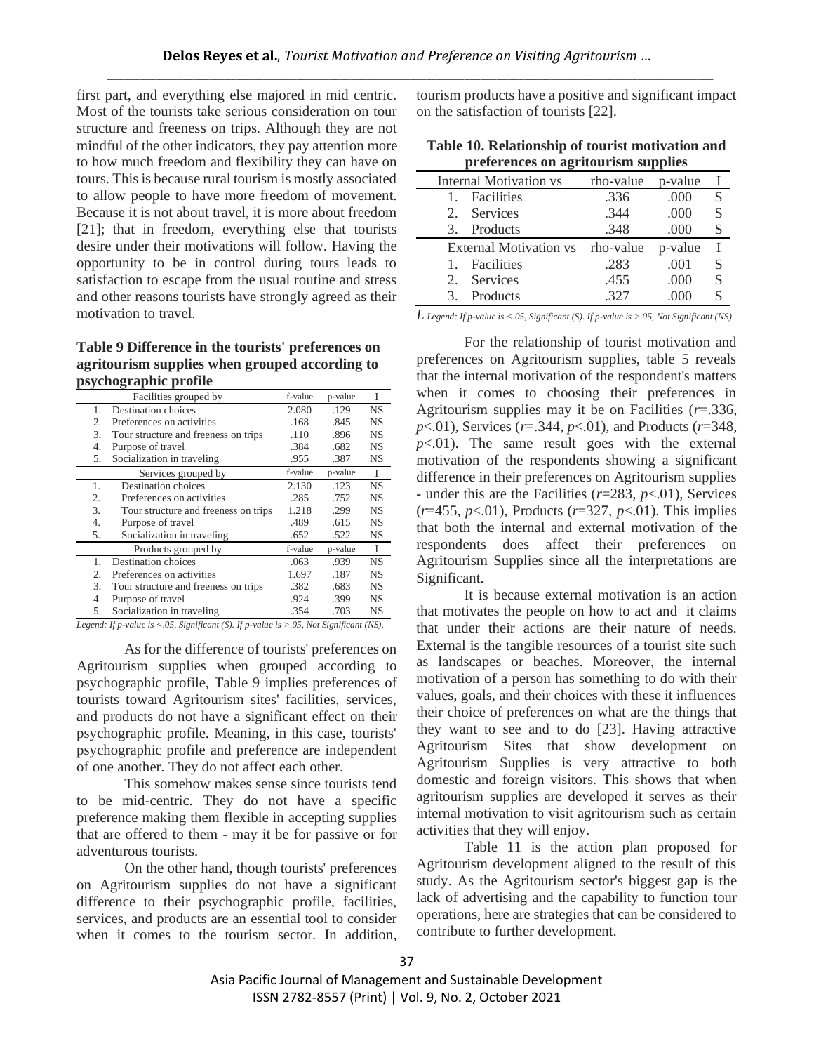first part, and everything else majored in mid centric. Most of the tourists take serious consideration on tour structure and freeness on trips. Although they are not mindful of the other indicators, they pay attention more to how much freedom and flexibility they can have on tours. This is because rural tourism is mostly associated to allow people to have more freedom of movement. Because it is not about travel, it is more about freedom [21]; that in freedom, everything else that tourists desire under their motivations will follow. Having the opportunity to be in control during tours leads to satisfaction to escape from the usual routine and stress and other reasons tourists have strongly agreed as their motivation to travel.

**Table 9 Difference in the tourists' preferences on agritourism supplies when grouped according to psychographic profile**

| | Facilities grouped by | f-value | p-value | I |
|---|---|---|---|---|
| 1. | Destination choices | 2.080 | .129 | NS |
| 2. | Preferences on activities | .168 | .845 | NS |
| 3. | Tour structure and freeness on trips | .110 | .896 | NS |
| 4. | Purpose of travel | .384 | .682 | NS |
| 5. | Socialization in traveling | .955 | .387 | NS |
| | **Services grouped by** | **f-value** | **p-value** | **I** |
| 1. | Destination choices | 2.130 | .123 | NS |
| 2. | Preferences on activities | .285 | .752 | NS |
| 3. | Tour structure and freeness on trips | 1.218 | .299 | NS |
| 4. | Purpose of travel | .489 | .615 | NS |
| 5. | Socialization in traveling | .652 | .522 | NS |
| | **Products grouped by** | **f-value** | **p-value** | **I** |
| 1. | Destination choices | .063 | .939 | NS |
| 2. | Preferences on activities | 1.697 | .187 | NS |
| 3. | Tour structure and freeness on trips | .382 | .683 | NS |
| 4. | Purpose of travel | .924 | .399 | NS |
| 5. | Socialization in traveling | .354 | .703 | NS |

*Legend: If p-value is <.05, Significant (S). If p-value is >.05, Not Significant (NS).*

As for the difference of tourists' preferences on Agritourism supplies when grouped according to psychographic profile, Table 9 implies preferences of tourists toward Agritourism sites' facilities, services, and products do not have a significant effect on their psychographic profile. Meaning, in this case, tourists' psychographic profile and preference are independent of one another. They do not affect each other.

This somehow makes sense since tourists tend to be mid-centric. They do not have a specific preference making them flexible in accepting supplies that are offered to them - may it be for passive or for adventurous tourists.

On the other hand, though tourists' preferences on Agritourism supplies do not have a significant difference to their psychographic profile, facilities, services, and products are an essential tool to consider when it comes to the tourism sector. In addition, tourism products have a positive and significant impact on the satisfaction of tourists [22].

**Table 10. Relationship of tourist motivation and preferences on agritourism supplies**

| Internal Motivation vs | rho-value | p-value | I |
|---|---|---|---|
| 1. Facilities | .336 | .000 | S |
| 2. Services | .344 | .000 | S |
| 3. Products | .348 | .000 | S |
| **External Motivation vs** | **rho-value** | **p-value** | **I** |
| 1. Facilities | .283 | .001 | S |
| 2. Services | .455 | .000 | S |
| 3. Products | .327 | .000 | S |

*L Legend: If p-value is <.05, Significant (S). If p-value is >.05, Not Significant (NS).*

For the relationship of tourist motivation and preferences on Agritourism supplies, table 5 reveals that the internal motivation of the respondent's matters when it comes to choosing their preferences in Agritourism supplies may it be on Facilities ($r$=.336, $p$<.01), Services ($r$=.344, $p$<.01), and Products ($r$=348, $p$<.01). The same result goes with the external motivation of the respondents showing a significant difference in their preferences on Agritourism supplies - under this are the Facilities ($r$=283, $p$<.01), Services ($r$=455, $p$<.01), Products ($r$=327, $p$<.01). This implies that both the internal and external motivation of the respondents does affect their preferences on Agritourism Supplies since all the interpretations are Significant.

It is because external motivation is an action that motivates the people on how to act and it claims that under their actions are their nature of needs. External is the tangible resources of a tourist site such as landscapes or beaches. Moreover, the internal motivation of a person has something to do with their values, goals, and their choices with these it influences their choice of preferences on what are the things that they want to see and to do [23]. Having attractive Agritourism Sites that show development on Agritourism Supplies is very attractive to both domestic and foreign visitors. This shows that when agritourism supplies are developed it serves as their internal motivation to visit agritourism such as certain activities that they will enjoy.

Table 11 is the action plan proposed for Agritourism development aligned to the result of this study. As the Agritourism sector's biggest gap is the lack of advertising and the capability to function tour operations, here are strategies that can be considered to contribute to further development.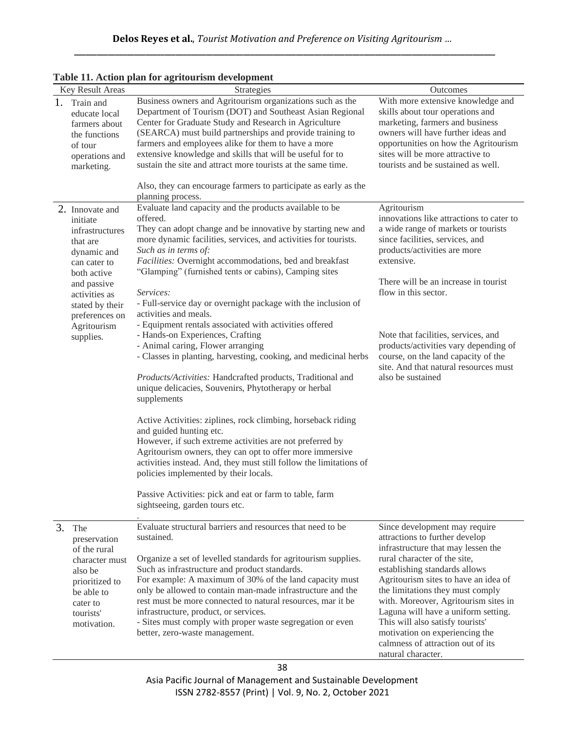**Table 11. Action plan for agritourism development**

| Key Result Areas | Strategies | Outcomes |
|---|---|---|
| 1. Train and educate local farmers about the functions of tour operations and marketing. | Business owners and Agritourism organizations such as the Department of Tourism (DOT) and Southeast Asian Regional Center for Graduate Study and Research in Agriculture (SEARCA) must build partnerships and provide training to farmers and employees alike for them to have a more extensive knowledge and skills that will be useful for to sustain the site and attract more tourists at the same time.<br><br>Also, they can encourage farmers to participate as early as the planning process. | With more extensive knowledge and skills about tour operations and marketing, farmers and business owners will have further ideas and opportunities on how the Agritourism sites will be more attractive to tourists and be sustained as well. |
| 2. Innovate and initiate infrastructures that are dynamic and can cater to both active and passive activities as stated by their preferences on Agritourism supplies. | Evaluate land capacity and the products available to be offered.<br>They can adopt change and be innovative by starting new and more dynamic facilities, services, and activities for tourists. *Such as in terms of:*<br>*Facilities:* Overnight accommodations, bed and breakfast "Glamping" (furnished tents or cabins), Camping sites<br><br>*Services:*<br>- Full-service day or overnight package with the inclusion of activities and meals.<br>- Equipment rentals associated with activities offered<br>- Hands-on Experiences, Crafting<br>- Animal caring, Flower arranging<br>- Classes in planting, harvesting, cooking, and medicinal herbs<br><br>*Products/Activities:* Handcrafted products, Traditional and unique delicacies, Souvenirs, Phytotherapy or herbal supplements<br><br>Active Activities: ziplines, rock climbing, horseback riding and guided hunting etc.<br>However, if such extreme activities are not preferred by Agritourism owners, they can opt to offer more immersive activities instead. And, they must still follow the limitations of policies implemented by their locals.<br><br>Passive Activities: pick and eat or farm to table, farm sightseeing, garden tours etc.<br>. | Agritourism innovations like attractions to cater to a wide range of markets or tourists since facilities, services, and products/activities are more extensive.<br><br>There will be an increase in tourist flow in this sector.<br><br>Note that facilities, services, and products/activities vary depending of course, on the land capacity of the site. And that natural resources must also be sustained |
| 3. The preservation of the rural character must also be prioritized to be able to cater to tourists' motivation. | Evaluate structural barriers and resources that need to be sustained.<br><br>Organize a set of levelled standards for agritourism supplies. Such as infrastructure and product standards.<br>For example: A maximum of 30% of the land capacity must only be allowed to contain man-made infrastructure and the rest must be more connected to natural resources, mar it be infrastructure, product, or services.<br>- Sites must comply with proper waste segregation or even better, zero-waste management. | Since development may require attractions to further develop infrastructure that may lessen the rural character of the site, establishing standards allows Agritourism sites to have an idea of the limitations they must comply with. Moreover, Agritourism sites in Laguna will have a uniform setting. This will also satisfy tourists' motivation on experiencing the calmness of attraction out of its natural character. |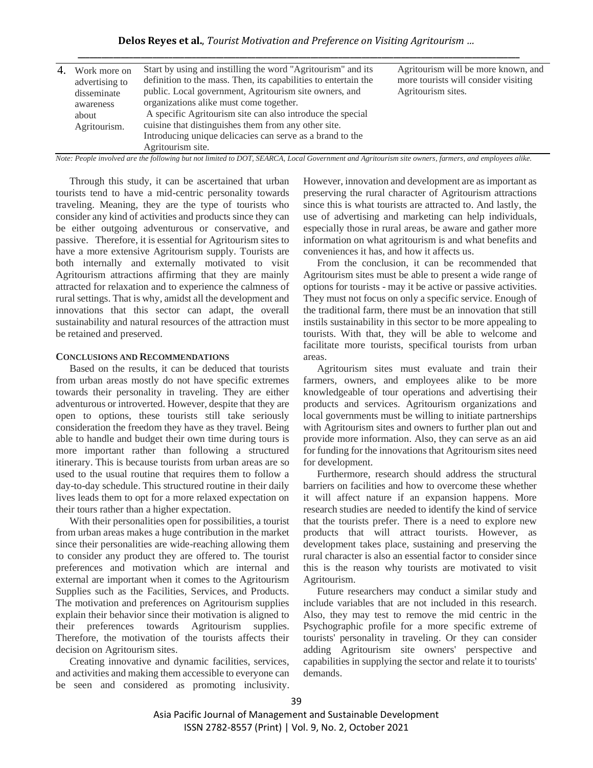| 4. | Work more on advertising to disseminate awareness about Agritourism. | Start by using and instilling the word "Agritourism" and its definition to the mass. Then, its capabilities to entertain the public. Local government, Agritourism site owners, and organizations alike must come together. A specific Agritourism site can also introduce the special cuisine that distinguishes them from any other site. Introducing unique delicacies can serve as a brand to the Agritourism site. | Agritourism will be more known, and more tourists will consider visiting Agritourism sites. |
|---|---|---|---|

*Note: People involved are the following but not limited to DOT, SEARCA, Local Government and Agritourism site owners, farmers, and employees alike.*

Through this study, it can be ascertained that urban tourists tend to have a mid-centric personality towards traveling. Meaning, they are the type of tourists who consider any kind of activities and products since they can be either outgoing adventurous or conservative, and passive. Therefore, it is essential for Agritourism sites to have a more extensive Agritourism supply. Tourists are both internally and externally motivated to visit Agritourism attractions affirming that they are mainly attracted for relaxation and to experience the calmness of rural settings. That is why, amidst all the development and innovations that this sector can adapt, the overall sustainability and natural resources of the attraction must be retained and preserved.

## CONCLUSIONS AND RECOMMENDATIONS

Based on the results, it can be deduced that tourists from urban areas mostly do not have specific extremes towards their personality in traveling. They are either adventurous or introverted. However, despite that they are open to options, these tourists still take seriously consideration the freedom they have as they travel. Being able to handle and budget their own time during tours is more important rather than following a structured itinerary. This is because tourists from urban areas are so used to the usual routine that requires them to follow a day-to-day schedule. This structured routine in their daily lives leads them to opt for a more relaxed expectation on their tours rather than a higher expectation.

With their personalities open for possibilities, a tourist from urban areas makes a huge contribution in the market since their personalities are wide-reaching allowing them to consider any product they are offered to. The tourist preferences and motivation which are internal and external are important when it comes to the Agritourism Supplies such as the Facilities, Services, and Products. The motivation and preferences on Agritourism supplies explain their behavior since their motivation is aligned to their preferences towards Agritourism supplies. Therefore, the motivation of the tourists affects their decision on Agritourism sites.

Creating innovative and dynamic facilities, services, and activities and making them accessible to everyone can be seen and considered as promoting inclusivity. However, innovation and development are as important as preserving the rural character of Agritourism attractions since this is what tourists are attracted to. And lastly, the use of advertising and marketing can help individuals, especially those in rural areas, be aware and gather more information on what agritourism is and what benefits and conveniences it has, and how it affects us.

From the conclusion, it can be recommended that Agritourism sites must be able to present a wide range of options for tourists - may it be active or passive activities. They must not focus on only a specific service. Enough of the traditional farm, there must be an innovation that still instils sustainability in this sector to be more appealing to tourists. With that, they will be able to welcome and facilitate more tourists, specifical tourists from urban areas.

Agritourism sites must evaluate and train their farmers, owners, and employees alike to be more knowledgeable of tour operations and advertising their products and services. Agritourism organizations and local governments must be willing to initiate partnerships with Agritourism sites and owners to further plan out and provide more information. Also, they can serve as an aid for funding for the innovations that Agritourism sites need for development.

Furthermore, research should address the structural barriers on facilities and how to overcome these whether it will affect nature if an expansion happens. More research studies are needed to identify the kind of service that the tourists prefer. There is a need to explore new products that will attract tourists. However, as development takes place, sustaining and preserving the rural character is also an essential factor to consider since this is the reason why tourists are motivated to visit Agritourism.

Future researchers may conduct a similar study and include variables that are not included in this research. Also, they may test to remove the mid centric in the Psychographic profile for a more specific extreme of tourists' personality in traveling. Or they can consider adding Agritourism site owners' perspective and capabilities in supplying the sector and relate it to tourists' demands.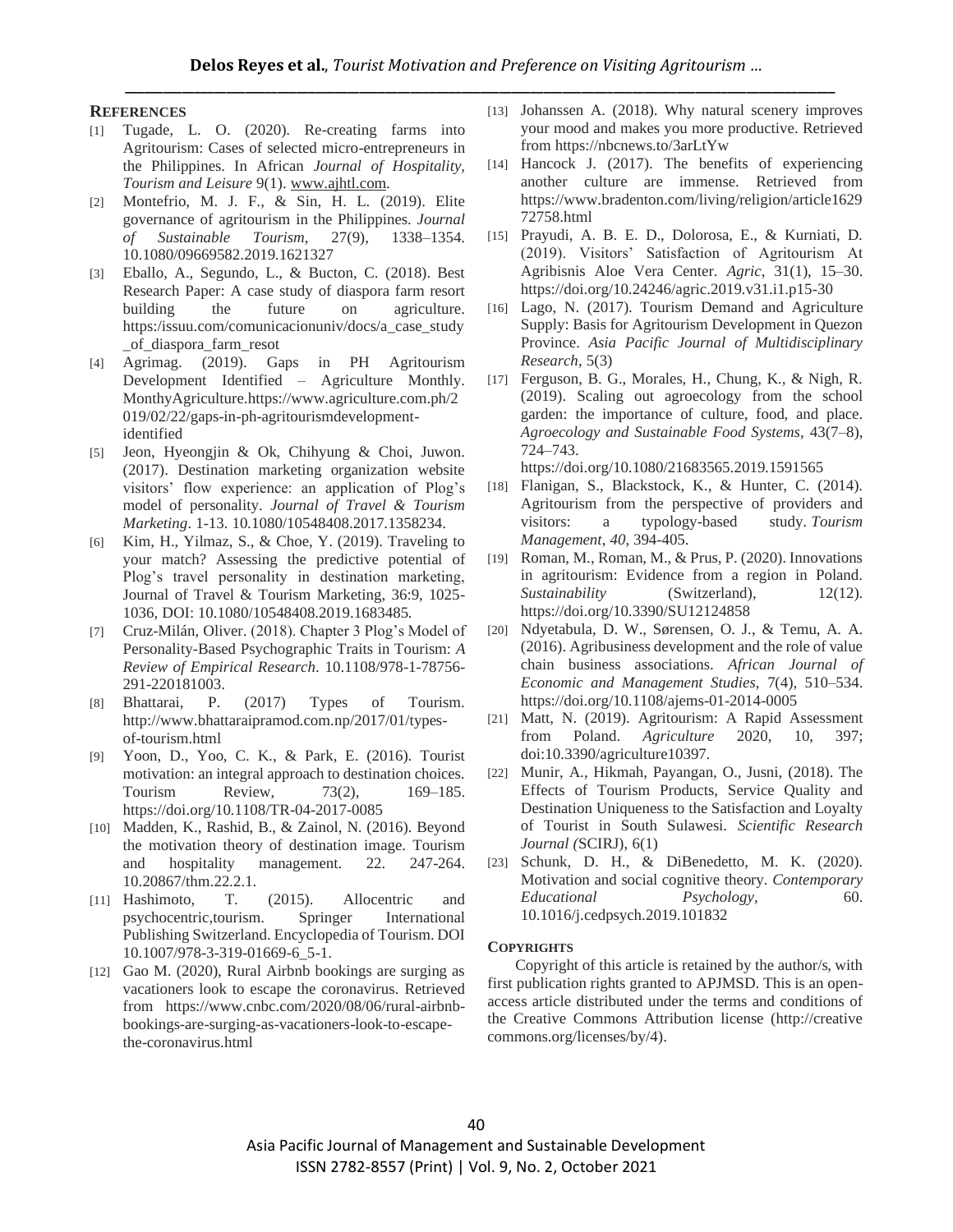## REFERENCES

[1] Tugade, L. O. (2020). Re-creating farms into Agritourism: Cases of selected micro-entrepreneurs in the Philippines. In African *Journal of Hospitality, Tourism and Leisure* 9(1). www.ajhtl.com.

[2] Montefrio, M. J. F., & Sin, H. L. (2019). Elite governance of agritourism in the Philippines. *Journal of Sustainable Tourism*, 27(9), 1338–1354. 10.1080/09669582.2019.1621327

[3] Eballo, A., Segundo, L., & Bucton, C. (2018). Best Research Paper: A case study of diaspora farm resort building the future on agriculture. https:/issuu.com/comunicacionuniv/docs/a_case_study_of_diaspora_farm_resot

[4] Agrimag. (2019). Gaps in PH Agritourism Development Identified – Agriculture Monthly. MonthyAgriculture.https://www.agriculture.com.ph/2019/02/22/gaps-in-ph-agritourismdevelopment-identified

[5] Jeon, Hyeongjin & Ok, Chihyung & Choi, Juwon. (2017). Destination marketing organization website visitors' flow experience: an application of Plog's model of personality. *Journal of Travel & Tourism Marketing*. 1-13. 10.1080/10548408.2017.1358234.

[6] Kim, H., Yilmaz, S., & Choe, Y. (2019). Traveling to your match? Assessing the predictive potential of Plog's travel personality in destination marketing, Journal of Travel & Tourism Marketing, 36:9, 1025-1036, DOI: 10.1080/10548408.2019.1683485.

[7] Cruz-Milán, Oliver. (2018). Chapter 3 Plog's Model of Personality-Based Psychographic Traits in Tourism: *A Review of Empirical Research*. 10.1108/978-1-78756-291-220181003.

[8] Bhattarai, P. (2017) Types of Tourism. http://www.bhattaraipramod.com.np/2017/01/types-of-tourism.html

[9] Yoon, D., Yoo, C. K., & Park, E. (2016). Tourist motivation: an integral approach to destination choices. Tourism Review, 73(2), 169–185. https://doi.org/10.1108/TR-04-2017-0085

[10] Madden, K., Rashid, B., & Zainol, N. (2016). Beyond the motivation theory of destination image. Tourism and hospitality management. 22. 247-264. 10.20867/thm.22.2.1.

[11] Hashimoto, T. (2015). Allocentric and psychocentric,tourism. Springer International Publishing Switzerland. Encyclopedia of Tourism. DOI 10.1007/978-3-319-01669-6_5-1.

[12] Gao M. (2020), Rural Airbnb bookings are surging as vacationers look to escape the coronavirus. Retrieved from https://www.cnbc.com/2020/08/06/rural-airbnb-bookings-are-surging-as-vacationers-look-to-escape-the-coronavirus.html

[13] Johanssen A. (2018). Why natural scenery improves your mood and makes you more productive. Retrieved from https://nbcnews.to/3arLtYw

[14] Hancock J. (2017). The benefits of experiencing another culture are immense. Retrieved from https://www.bradenton.com/living/religion/article162972758.html

[15] Prayudi, A. B. E. D., Dolorosa, E., & Kurniati, D. (2019). Visitors' Satisfaction of Agritourism At Agribisnis Aloe Vera Center. *Agric*, 31(1), 15–30. https://doi.org/10.24246/agric.2019.v31.i1.p15-30

[16] Lago, N. (2017). Tourism Demand and Agriculture Supply: Basis for Agritourism Development in Quezon Province. *Asia Pacific Journal of Multidisciplinary Research*, 5(3)

[17] Ferguson, B. G., Morales, H., Chung, K., & Nigh, R. (2019). Scaling out agroecology from the school garden: the importance of culture, food, and place. *Agroecology and Sustainable Food Systems*, 43(7–8), 724–743. https://doi.org/10.1080/21683565.2019.1591565

[18] Flanigan, S., Blackstock, K., & Hunter, C. (2014). Agritourism from the perspective of providers and visitors: a typology-based study. *Tourism Management*, *40*, 394-405.

[19] Roman, M., Roman, M., & Prus, P. (2020). Innovations in agritourism: Evidence from a region in Poland. *Sustainability* (Switzerland), 12(12). https://doi.org/10.3390/SU12124858

[20] Ndyetabula, D. W., Sørensen, O. J., & Temu, A. A. (2016). Agribusiness development and the role of value chain business associations. *African Journal of Economic and Management Studies*, 7(4), 510–534. https://doi.org/10.1108/ajems-01-2014-0005

[21] Matt, N. (2019). Agritourism: A Rapid Assessment from Poland. *Agriculture* 2020, 10, 397; doi:10.3390/agriculture10397.

[22] Munir, A., Hikmah, Payangan, O., Jusni, (2018). The Effects of Tourism Products, Service Quality and Destination Uniqueness to the Satisfaction and Loyalty of Tourist in South Sulawesi. *Scientific Research Journal (*SCIRJ), 6(1)

[23] Schunk, D. H., & DiBenedetto, M. K. (2020). Motivation and social cognitive theory. *Contemporary Educational Psychology*, 60. 10.1016/j.cedpsych.2019.101832

## COPYRIGHTS

Copyright of this article is retained by the author/s, with first publication rights granted to APJMSD. This is an open-access article distributed under the terms and conditions of the Creative Commons Attribution license (http://creative commons.org/licenses/by/4).